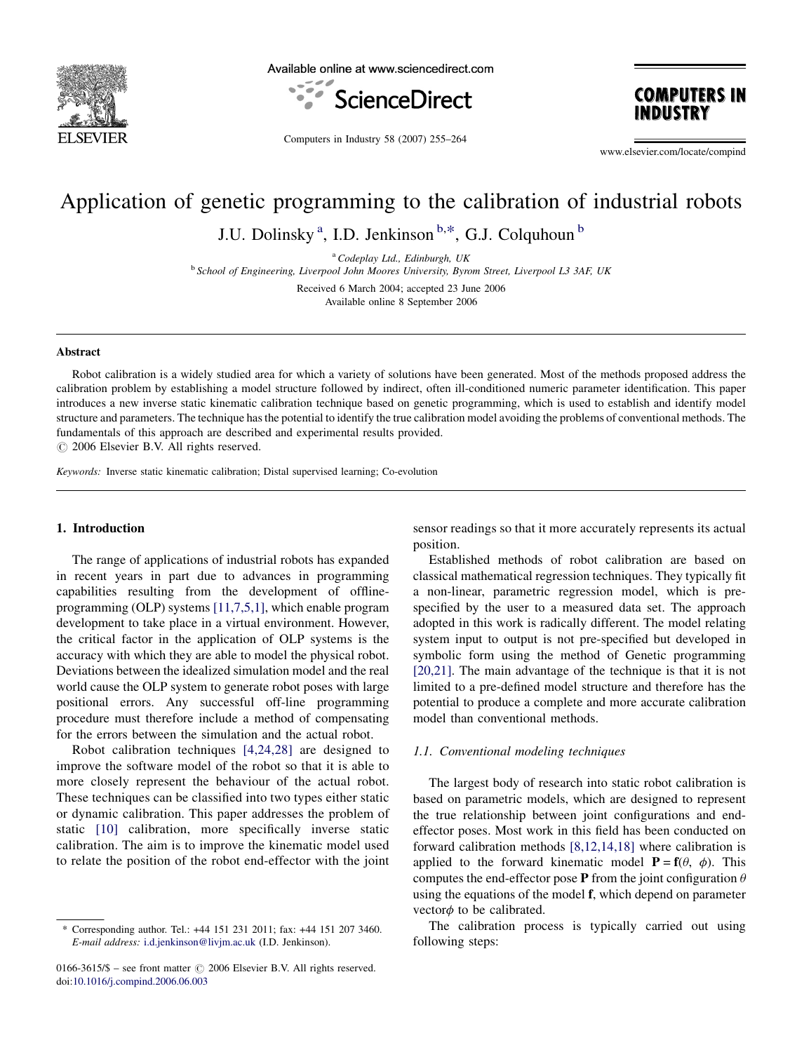# Application of genetic programming to the calibration of industrial robots

J.U. Dolinsky [a], I.D. Jenkinson [b,*], G.J. Colquhoun [b]

[a] Codeplay Ltd., Edinburgh, UK

[b] School of Engineering, Liverpool John Moores University, Byrom Street, Liverpool L3 3AF, UK

Received 6 March 2004; accepted 23 June 2006

Available online 8 September 2006

## Abstract

Robot calibration is a widely studied area for which a variety of solutions have been generated. Most of the methods proposed address the calibration problem by establishing a model structure followed by indirect, often ill-conditioned numeric parameter identification. This paper introduces a new inverse static kinematic calibration technique based on genetic programming, which is used to establish and identify model structure and parameters. The technique has the potential to identify the true calibration model avoiding the problems of conventional methods. The fundamentals of this approach are described and experimental results provided.

© 2006 Elsevier B.V. All rights reserved.

*Keywords:* Inverse static kinematic calibration; Distal supervised learning; Co-evolution

## 1. Introduction

The range of applications of industrial robots has expanded in recent years in part due to advances in programming capabilities resulting from the development of offline-programming (OLP) systems [11,7,5,1], which enable program development to take place in a virtual environment. However, the critical factor in the application of OLP systems is the accuracy with which they are able to model the physical robot. Deviations between the idealized simulation model and the real world cause the OLP system to generate robot poses with large positional errors. Any successful off-line programming procedure must therefore include a method of compensating for the errors between the simulation and the actual robot.

Robot calibration techniques [4,24,28] are designed to improve the software model of the robot so that it is able to more closely represent the behaviour of the actual robot. These techniques can be classified into two types either static or dynamic calibration. This paper addresses the problem of static [10] calibration, more specifically inverse static calibration. The aim is to improve the kinematic model used to relate the position of the robot end-effector with the joint sensor readings so that it more accurately represents its actual position.

Established methods of robot calibration are based on classical mathematical regression techniques. They typically fit a non-linear, parametric regression model, which is pre-specified by the user to a measured data set. The approach adopted in this work is radically different. The model relating system input to output is not pre-specified but developed in symbolic form using the method of Genetic programming [20,21]. The main advantage of the technique is that it is not limited to a pre-defined model structure and therefore has the potential to produce a complete and more accurate calibration model than conventional methods.

### 1.1. Conventional modeling techniques

The largest body of research into static robot calibration is based on parametric models, which are designed to represent the true relationship between joint configurations and end-effector poses. Most work in this field has been conducted on forward calibration methods [8,12,14,18] where calibration is applied to the forward kinematic model $\mathbf{P} = \mathbf{f}(\theta, \phi)$. This computes the end-effector pose $\mathbf{P}$ from the joint configuration $\theta$ using the equations of the model $\mathbf{f}$, which depend on parameter vector $\phi$ to be calibrated.

The calibration process is typically carried out using following steps:

---

* Corresponding author. Tel.: +44 151 231 2011; fax: +44 151 207 3460. *E-mail address:* i.d.jenkinson@livjm.ac.uk (I.D. Jenkinson).

0166-3615/$ – see front matter © 2006 Elsevier B.V. All rights reserved.
doi:10.1016/j.compind.2006.06.003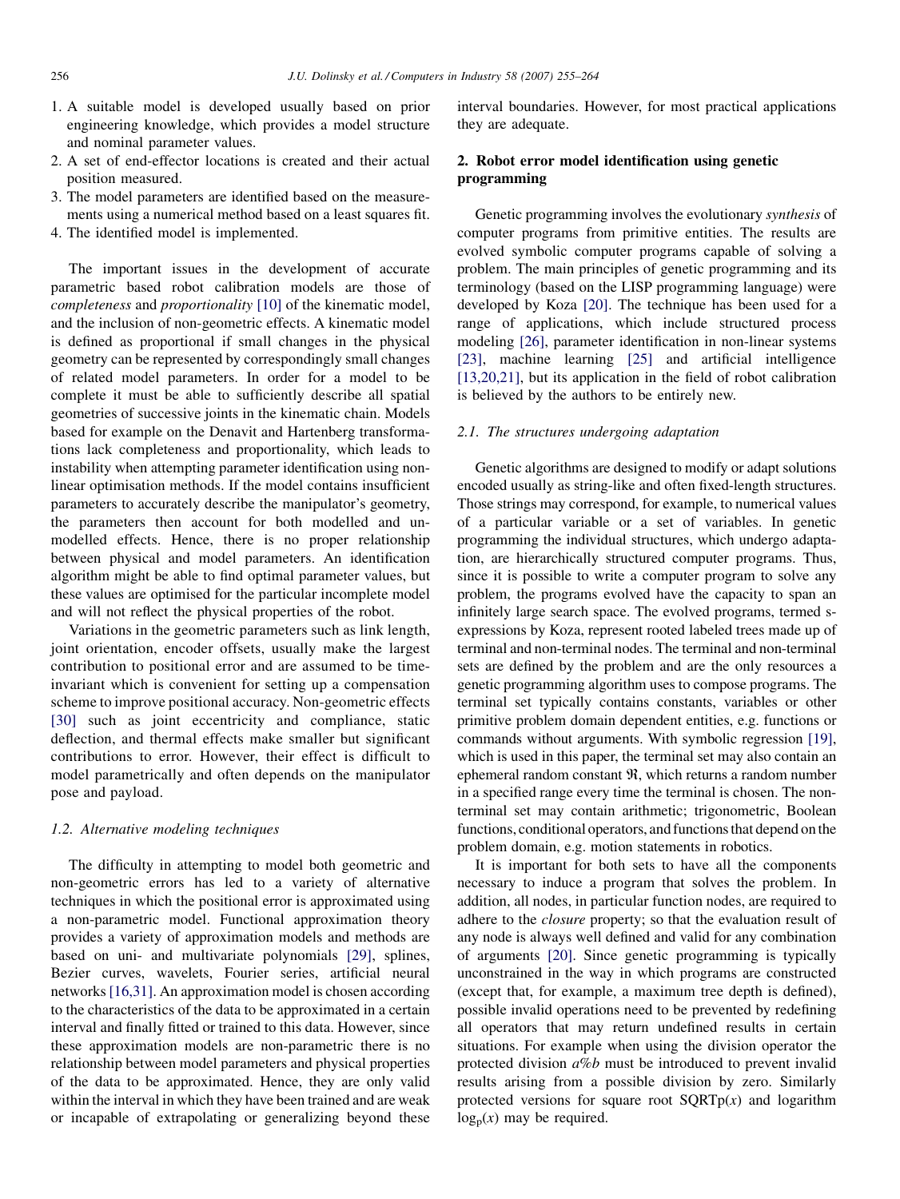1. A suitable model is developed usually based on prior engineering knowledge, which provides a model structure and nominal parameter values.
2. A set of end-effector locations is created and their actual position measured.
3. The model parameters are identified based on the measurements using a numerical method based on a least squares fit.
4. The identified model is implemented.

The important issues in the development of accurate parametric based robot calibration models are those of *completeness* and *proportionality* [10] of the kinematic model, and the inclusion of non-geometric effects. A kinematic model is defined as proportional if small changes in the physical geometry can be represented by correspondingly small changes of related model parameters. In order for a model to be complete it must be able to sufficiently describe all spatial geometries of successive joints in the kinematic chain. Models based for example on the Denavit and Hartenberg transformations lack completeness and proportionality, which leads to instability when attempting parameter identification using non-linear optimisation methods. If the model contains insufficient parameters to accurately describe the manipulator's geometry, the parameters then account for both modelled and un-modelled effects. Hence, there is no proper relationship between physical and model parameters. An identification algorithm might be able to find optimal parameter values, but these values are optimised for the particular incomplete model and will not reflect the physical properties of the robot.

Variations in the geometric parameters such as link length, joint orientation, encoder offsets, usually make the largest contribution to positional error and are assumed to be time-invariant which is convenient for setting up a compensation scheme to improve positional accuracy. Non-geometric effects [30] such as joint eccentricity and compliance, static deflection, and thermal effects make smaller but significant contributions to error. However, their effect is difficult to model parametrically and often depends on the manipulator pose and payload.

### 1.2. Alternative modeling techniques

The difficulty in attempting to model both geometric and non-geometric errors has led to a variety of alternative techniques in which the positional error is approximated using a non-parametric model. Functional approximation theory provides a variety of approximation models and methods are based on uni- and multivariate polynomials [29], splines, Bezier curves, wavelets, Fourier series, artificial neural networks [16,31]. An approximation model is chosen according to the characteristics of the data to be approximated in a certain interval and finally fitted or trained to this data. However, since these approximation models are non-parametric there is no relationship between model parameters and physical properties of the data to be approximated. Hence, they are only valid within the interval in which they have been trained and are weak or incapable of extrapolating or generalizing beyond these interval boundaries. However, for most practical applications they are adequate.

## 2. Robot error model identification using genetic programming

Genetic programming involves the evolutionary *synthesis* of computer programs from primitive entities. The results are evolved symbolic computer programs capable of solving a problem. The main principles of genetic programming and its terminology (based on the LISP programming language) were developed by Koza [20]. The technique has been used for a range of applications, which include structured process modeling [26], parameter identification in non-linear systems [23], machine learning [25] and artificial intelligence [13,20,21], but its application in the field of robot calibration is believed by the authors to be entirely new.

### 2.1. The structures undergoing adaptation

Genetic algorithms are designed to modify or adapt solutions encoded usually as string-like and often fixed-length structures. Those strings may correspond, for example, to numerical values of a particular variable or a set of variables. In genetic programming the individual structures, which undergo adaptation, are hierarchically structured computer programs. Thus, since it is possible to write a computer program to solve any problem, the programs evolved have the capacity to span an infinitely large search space. The evolved programs, termed s-expressions by Koza, represent rooted labeled trees made up of terminal and non-terminal nodes. The terminal and non-terminal sets are defined by the problem and are the only resources a genetic programming algorithm uses to compose programs. The terminal set typically contains constants, variables or other primitive problem domain dependent entities, e.g. functions or commands without arguments. With symbolic regression [19], which is used in this paper, the terminal set may also contain an ephemeral random constant $\Re$, which returns a random number in a specified range every time the terminal is chosen. The non-terminal set may contain arithmetic; trigonometric, Boolean functions, conditional operators, and functions that depend on the problem domain, e.g. motion statements in robotics.

It is important for both sets to have all the components necessary to induce a program that solves the problem. In addition, all nodes, in particular function nodes, are required to adhere to the *closure* property; so that the evaluation result of any node is always well defined and valid for any combination of arguments [20]. Since genetic programming is typically unconstrained in the way in which programs are constructed (except that, for example, a maximum tree depth is defined), possible invalid operations need to be prevented by redefining all operators that may return undefined results in certain situations. For example when using the division operator the protected division *a%b* must be introduced to prevent invalid results arising from a possible division by zero. Similarly protected versions for square root $\mathrm{SQRTp}(x)$ and logarithm $\log_p(x)$ may be required.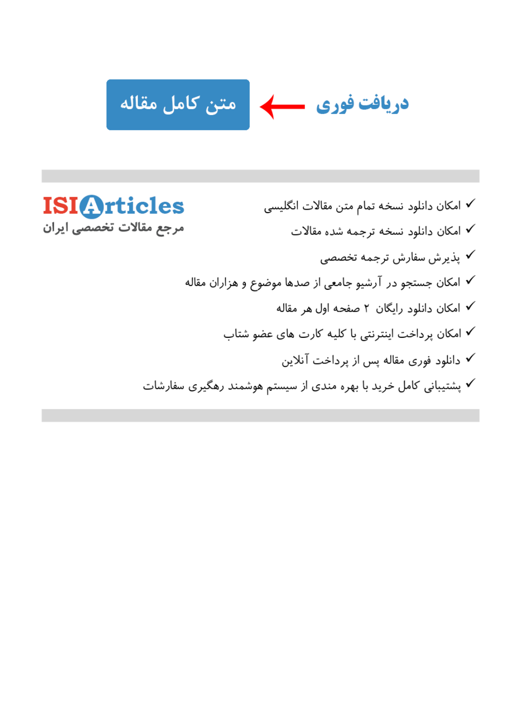دریافت فوری ← **متن کامل مقاله**

**ISIArticles**
مرجع مقالات تخصصی ایران

- ✓ امکان دانلود نسخه تمام متن مقالات انگلیسی
- ✓ امکان دانلود نسخه ترجمه شده مقالات
- ✓ پذیرش سفارش ترجمه تخصصی
- ✓ امکان جستجو در آرشیو جامعی از صدها موضوع و هزاران مقاله
- ✓ امکان دانلود رایگان ۲ صفحه اول هر مقاله
- ✓ امکان پرداخت اینترنتی با کلیه کارت های عضو شتاب
- ✓ دانلود فوری مقاله پس از پرداخت آنلاین
- ✓ پشتیبانی کامل خرید با بهره مندی از سیستم هوشمند رهگیری سفارشات